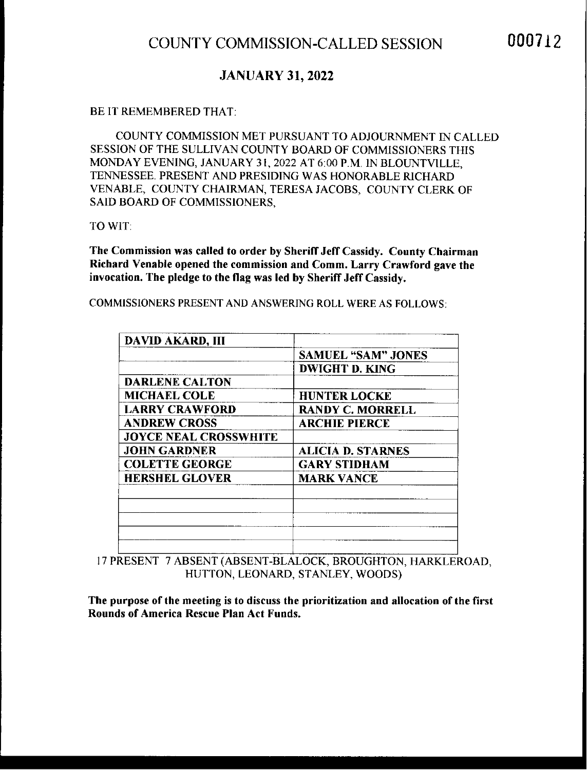# COUNTY COMMISSION-CALLED SESSION

000712

## JANUARY 31, 2022

BE IT REMEMBERED THAT:

COUNTY COMMISSION MET PURSUANT TO ADJOURNMENT IN CALLED SESSION OF THE SULLIVAN COUNTY BOARD OF COMMISSIONERS THIS MONDAY EVENING, JANUARY 31, 2022 AT 6:00 P.M. IN BLOUNTVILLE, TENNESSEE. PRESENT AND PRESIDING WAS HONORABLE RICHARD VENABLE, COUNTY CHAIRMAN, TERESA JACOBS, COUNTY CLERK OF SAID BOARD OF COMMISSIONERS,

TO WIT:

**The Commission was called to order by Sheriff Jeff Cassidy. County Chairman Richard Venable opened the commission and Comm. Larry Crawford gave the invocation. The pledge to the flag was led by Sheriff Jeff Cassidy.**

COMMISSIONERS PRESENT AND ANSWERING ROLL WERE AS FOLLOWS:

| | |
|---|---|
| **DAVID AKARD, III** | |
| | **SAMUEL "SAM" JONES** |
| | **DWIGHT D. KING** |
| **DARLENE CALTON** | |
| **MICHAEL COLE** | **HUNTER LOCKE** |
| **LARRY CRAWFORD** | **RANDY C. MORRELL** |
| **ANDREW CROSS** | **ARCHIE PIERCE** |
| **JOYCE NEAL CROSSWHITE** | |
| **JOHN GARDNER** | **ALICIA D. STARNES** |
| **COLETTE GEORGE** | **GARY STIDHAM** |
| **HERSHEL GLOVER** | **MARK VANCE** |
| | |
| | |
| | |
| | |
| | |

17 PRESENT 7 ABSENT (ABSENT-BLALOCK, BROUGHTON, HARKLEROAD, HUTTON, LEONARD, STANLEY, WOODS)

**The purpose of the meeting is to discuss the prioritization and allocation of the first Rounds of America Rescue Plan Act Funds.**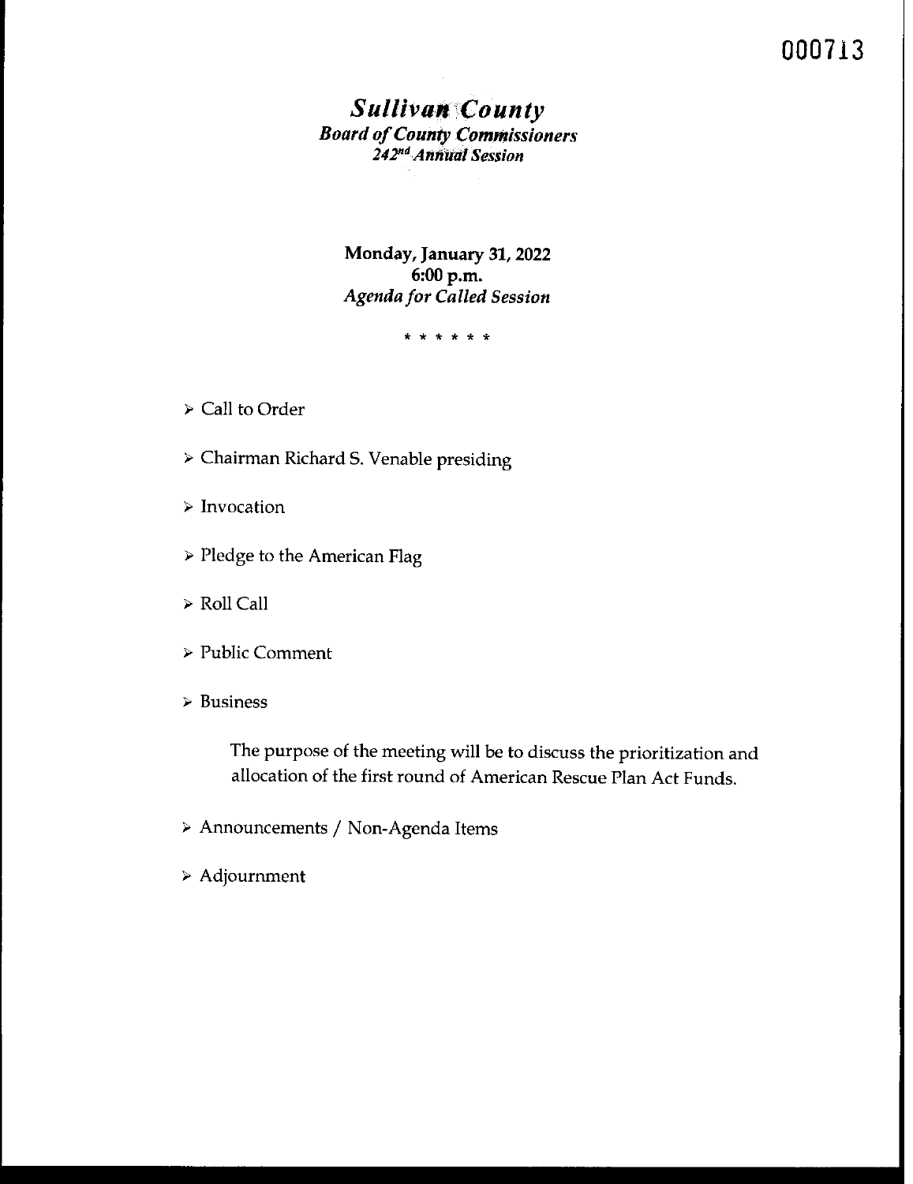# *Sullivan County*

***Board of County Commissioners***
***242nd Annual Session***

**Monday, January 31, 2022**
**6:00 p.m.**
***Agenda for Called Session***

\* \* \* \* \* \*

- Call to Order
- Chairman Richard S. Venable presiding
- Invocation
- Pledge to the American Flag
- Roll Call
- Public Comment
- Business

  The purpose of the meeting will be to discuss the prioritization and allocation of the first round of American Rescue Plan Act Funds.

- Announcements / Non-Agenda Items
- Adjournment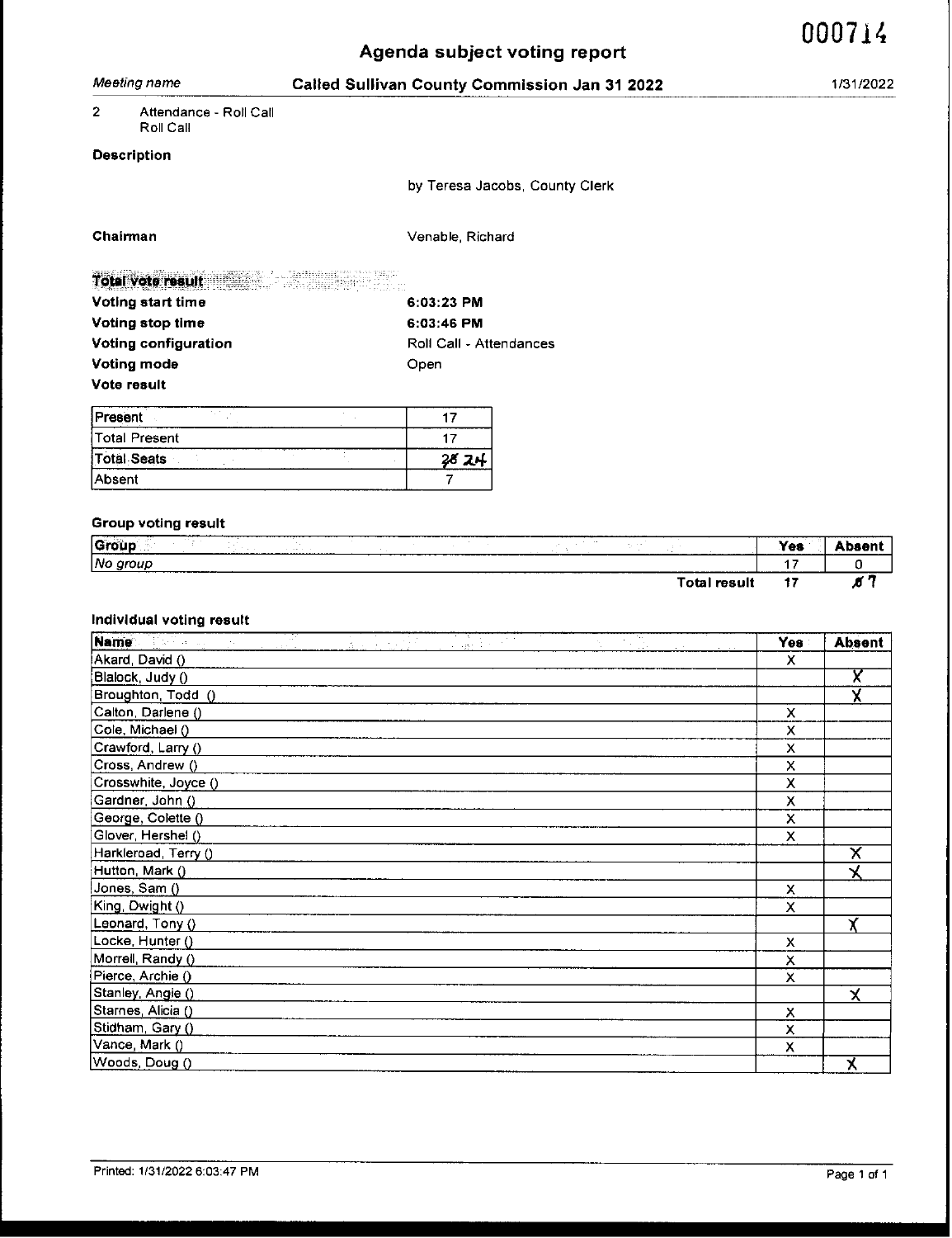000714

# Agenda subject voting report

*Meeting name* **Called Sullivan County Commission Jan 31 2022** 1/31/2022

2 Attendance - Roll Call
Roll Call

**Description**

by Teresa Jacobs, County Clerk

**Chairman** Venable, Richard

**Total vote result**

| | |
|---|---|
| **Voting start time** | **6:03:23 PM** |
| **Voting stop time** | **6:03:46 PM** |
| **Voting configuration** | Roll Call - Attendances |
| **Voting mode** | Open |

**Vote result**

| | |
|---|---|
| Present | 17 |
| Total Present | 17 |
| Total Seats | ~~25~~ 24 |
| Absent | 7 |

**Group voting result**

| Group | Yes | Absent |
|---|---|---|
| *No group* | 17 | 0 |
| **Total result** | 17 | ~~0~~ 7 |

**Individual voting result**

| Name | Yes | Absent |
|---|---|---|
| Akard, David () | X | |
| Blalock, Judy () | | X |
| Broughton, Todd () | | X |
| Calton, Darlene () | X | |
| Cole, Michael () | X | |
| Crawford, Larry () | X | |
| Cross, Andrew () | X | |
| Crosswhite, Joyce () | X | |
| Gardner, John () | X | |
| George, Colette () | X | |
| Glover, Hershel () | X | |
| Harkleroad, Terry () | | X |
| Hutton, Mark () | | X |
| Jones, Sam () | X | |
| King, Dwight () | X | |
| Leonard, Tony () | | X |
| Locke, Hunter () | X | |
| Morrell, Randy () | X | |
| Pierce, Archie () | X | |
| Stanley, Angie () | | X |
| Starnes, Alicia () | X | |
| Stidham, Gary () | X | |
| Vance, Mark () | X | |
| Woods, Doug () | | X |

Printed: 1/31/2022 6:03:47 PM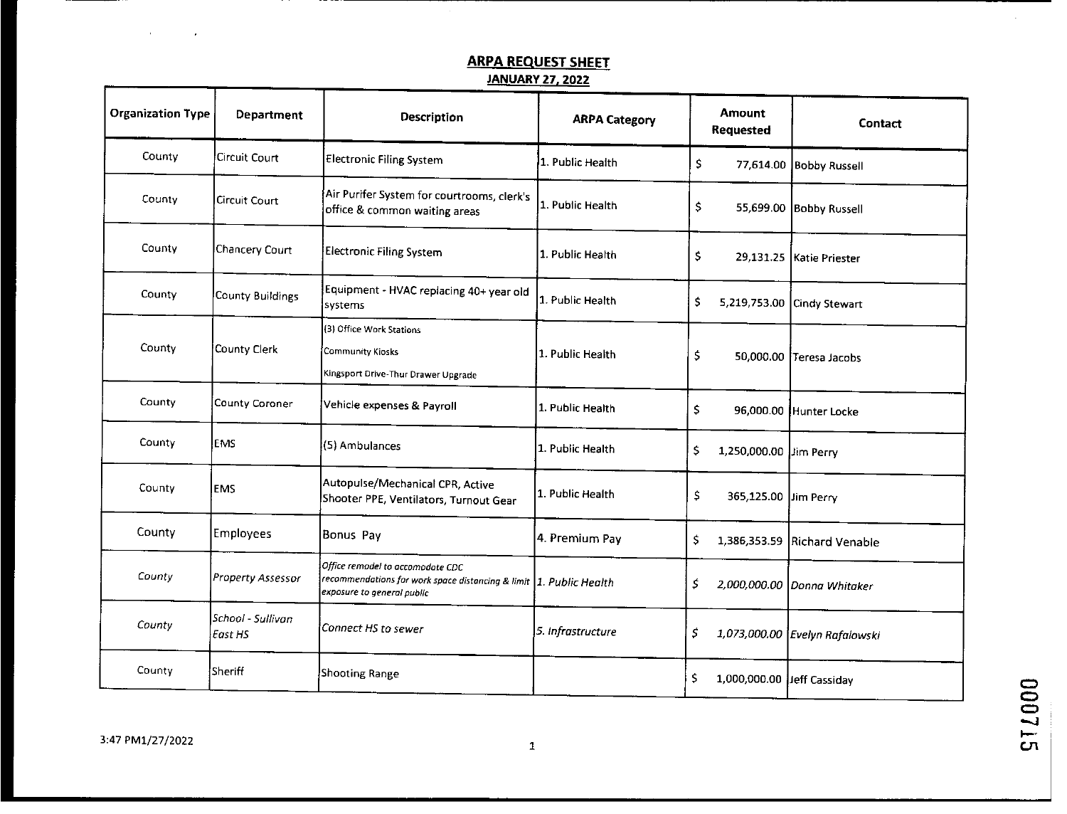# ARPA REQUEST SHEET

## JANUARY 27, 2022

| Organization Type | Department | Description | ARPA Category | Amount Requested | Contact |
|---|---|---|---|---|---|
| County | Circuit Court | Electronic Filing System | 1. Public Health | $ 77,614.00 | Bobby Russell |
| County | Circuit Court | Air Purifer System for courtrooms, clerk's office & common waiting areas | 1. Public Health | $ 55,699.00 | Bobby Russell |
| County | Chancery Court | Electronic Filing System | 1. Public Health | $ 29,131.25 | Katie Priester |
| County | County Buildings | Equipment - HVAC replacing 40+ year old systems | 1. Public Health | $ 5,219,753.00 | Cindy Stewart |
| County | County Clerk | (3) Office Work Stations<br>Community Kiosks<br>Kingsport Drive-Thur Drawer Upgrade | 1. Public Health | $ 50,000.00 | Teresa Jacobs |
| County | County Coroner | Vehicle expenses & Payroll | 1. Public Health | $ 96,000.00 | Hunter Locke |
| County | EMS | (5) Ambulances | 1. Public Health | $ 1,250,000.00 | Jim Perry |
| County | EMS | Autopulse/Mechanical CPR, Active Shooter PPE, Ventilators, Turnout Gear | 1. Public Health | $ 365,125.00 | Jim Perry |
| County | Employees | Bonus Pay | 4. Premium Pay | $ 1,386,353.59 | Richard Venable |
| *County* | *Property Assessor* | *Office remodel to accomodate CDC recommendations for work space distancing & limit exposure to general public* | *1. Public Health* | *$ 2,000,000.00* | *Donna Whitaker* |
| *County* | *School - Sullivan East HS* | *Connect HS to sewer* | *5. Infrastructure* | *$ 1,073,000.00* | *Evelyn Rafalowski* |
| County | Sheriff | Shooting Range | | $ 1,000,000.00 | Jeff Cassiday |

3:47 PM1/27/2022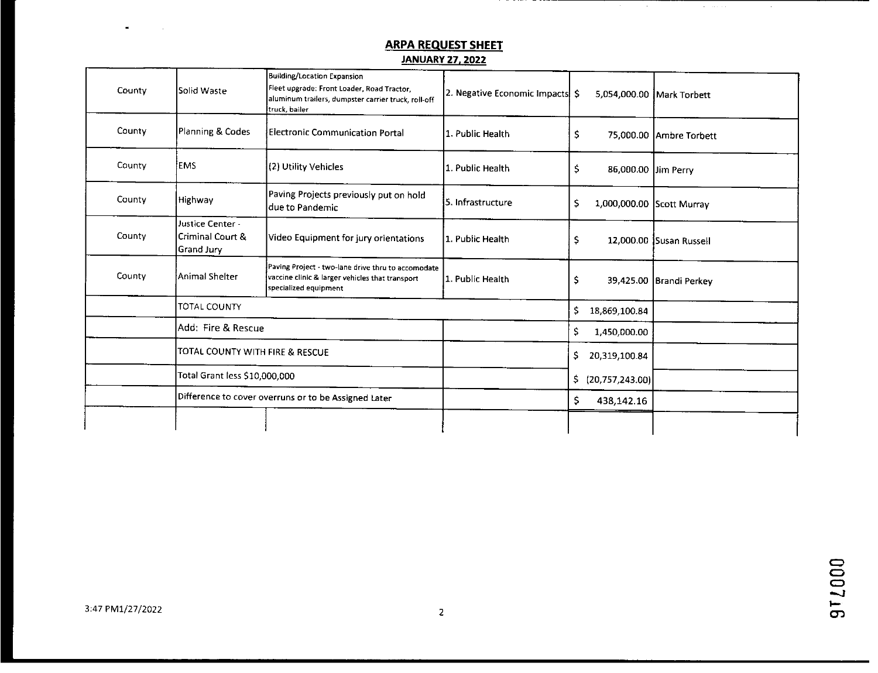## ARPA REQUEST SHEET

**JANUARY 27, 2022**

| | | | | | |
|---|---|---|---|---|---|
| County | Solid Waste | Building/Location Expansion Fleet upgrade: Front Loader, Road Tractor, aluminum trailers, dumpster carrier truck, roll-off truck, bailer | 2. Negative Economic Impacts | $ 5,054,000.00 | Mark Torbett |
| County | Planning & Codes | Electronic Communication Portal | 1. Public Health | $ 75,000.00 | Ambre Torbett |
| County | EMS | (2) Utility Vehicles | 1. Public Health | $ 86,000.00 | Jim Perry |
| County | Highway | Paving Projects previously put on hold due to Pandemic | 5. Infrastructure | $ 1,000,000.00 | Scott Murray |
| County | Justice Center - Criminal Court & Grand Jury | Video Equipment for jury orientations | 1. Public Health | $ 12,000.00 | Susan Russell |
| County | Animal Shelter | Paving Project - two-lane drive thru to accomodate vaccine clinic & larger vehicles that transport specialized equipment | 1. Public Health | $ 39,425.00 | Brandi Perkey |
| | TOTAL COUNTY | | | $ 18,869,100.84 | |
| | Add: Fire & Rescue | | | $ 1,450,000.00 | |
| | TOTAL COUNTY WITH FIRE & RESCUE | | | $ 20,319,100.84 | |
| | Total Grant less $10,000,000 | | | $ (20,757,243.00) | |
| | Difference to cover overruns or to be Assigned Later | | | $ 438,142.16 | |
| | | | | | |

3:47 PM1/27/2022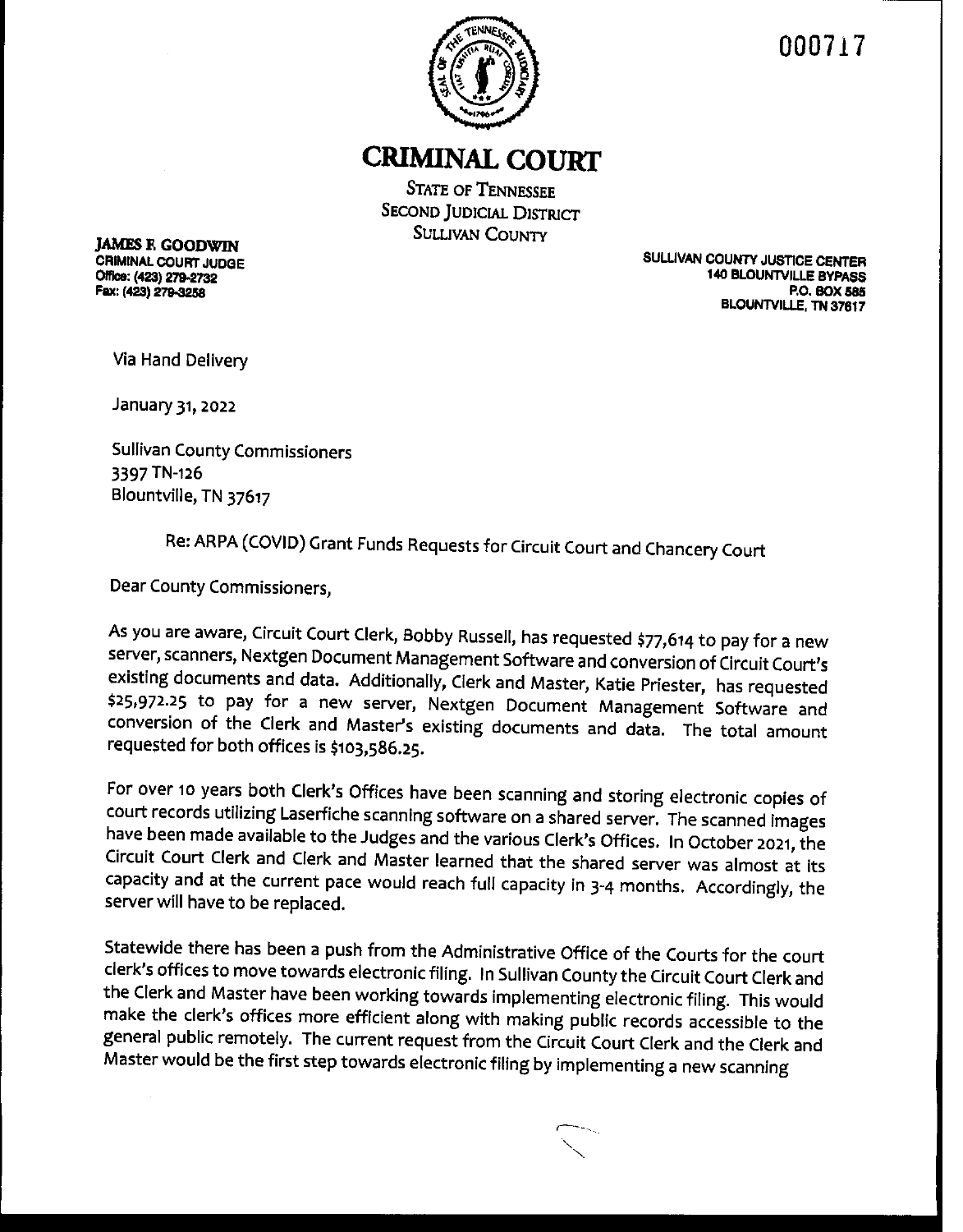000717

# CRIMINAL COURT

STATE OF TENNESSEE
SECOND JUDICIAL DISTRICT
SULLIVAN COUNTY

**JAMES F. GOODWIN**
**CRIMINAL COURT JUDGE**
**Office: (423) 279-2732**
**Fax: (423) 279-3258**

**SULLIVAN COUNTY JUSTICE CENTER**
**140 BLOUNTVILLE BYPASS**
**P.O. BOX 585**
**BLOUNTVILLE, TN 37617**

Via Hand Delivery

January 31, 2022

Sullivan County Commissioners
3397 TN-126
Blountville, TN 37617

Re: ARPA (COVID) Grant Funds Requests for Circuit Court and Chancery Court

Dear County Commissioners,

As you are aware, Circuit Court Clerk, Bobby Russell, has requested $77,614 to pay for a new server, scanners, Nextgen Document Management Software and conversion of Circuit Court's existing documents and data. Additionally, Clerk and Master, Katie Priester, has requested $25,972.25 to pay for a new server, Nextgen Document Management Software and conversion of the Clerk and Master's existing documents and data. The total amount requested for both offices is $103,586.25.

For over 10 years both Clerk's Offices have been scanning and storing electronic copies of court records utilizing Laserfiche scanning software on a shared server. The scanned images have been made available to the Judges and the various Clerk's Offices. In October 2021, the Circuit Court Clerk and Clerk and Master learned that the shared server was almost at its capacity and at the current pace would reach full capacity in 3-4 months. Accordingly, the server will have to be replaced.

Statewide there has been a push from the Administrative Office of the Courts for the court clerk's offices to move towards electronic filing. In Sullivan County the Circuit Court Clerk and the Clerk and Master have been working towards implementing electronic filing. This would make the clerk's offices more efficient along with making public records accessible to the general public remotely. The current request from the Circuit Court Clerk and the Clerk and Master would be the first step towards electronic filing by implementing a new scanning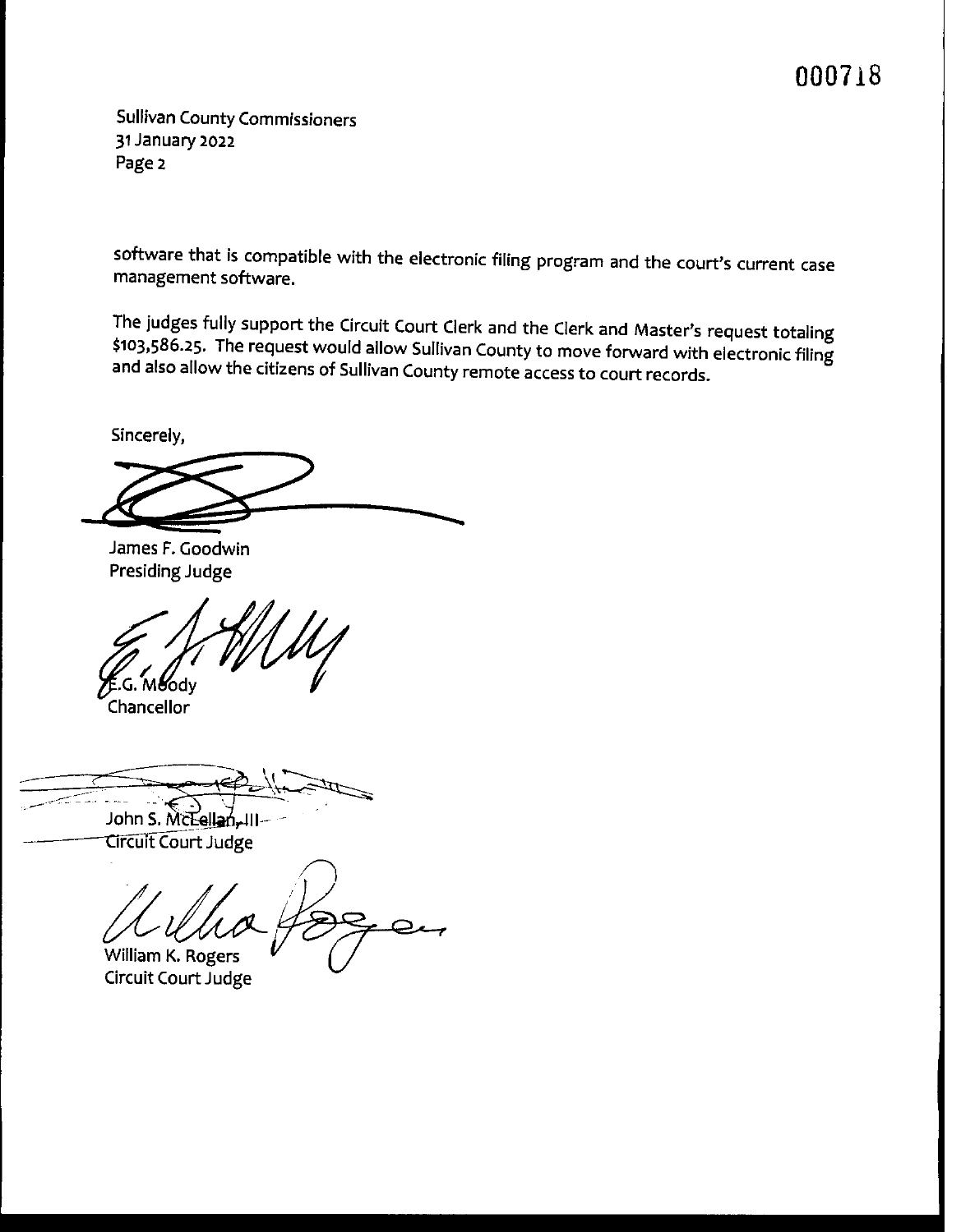Sullivan County Commissioners
31 January 2022
Page 2

software that is compatible with the electronic filing program and the court's current case management software.

The judges fully support the Circuit Court Clerk and the Clerk and Master's request totaling $103,586.25. The request would allow Sullivan County to move forward with electronic filing and also allow the citizens of Sullivan County remote access to court records.

Sincerely,

James F. Goodwin
Presiding Judge

E.G. Moody
Chancellor

John S. McLellan, III
Circuit Court Judge

William K. Rogers
Circuit Court Judge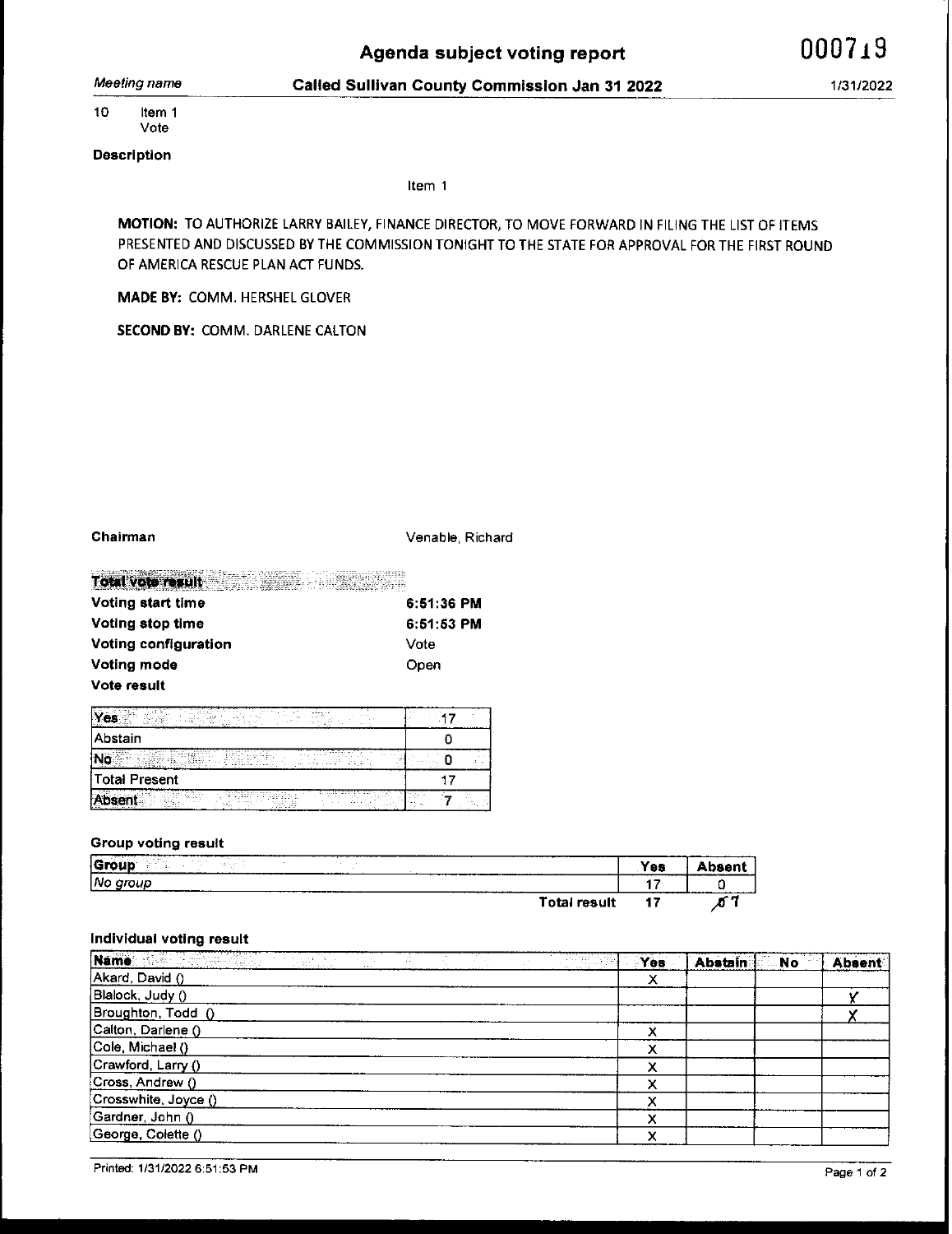# Agenda subject voting report

000719

*Meeting name* **Called Sullivan County Commission Jan 31 2022** 1/31/2022

10 Item 1
Vote

**Description**

Item 1

**MOTION:** TO AUTHORIZE LARRY BAILEY, FINANCE DIRECTOR, TO MOVE FORWARD IN FILING THE LIST OF ITEMS PRESENTED AND DISCUSSED BY THE COMMISSION TONIGHT TO THE STATE FOR APPROVAL FOR THE FIRST ROUND OF AMERICA RESCUE PLAN ACT FUNDS.

**MADE BY:** COMM. HERSHEL GLOVER

**SECOND BY:** COMM. DARLENE CALTON

**Chairman** Venable, Richard

**Total vote result**

| | |
|---|---|
| **Voting start time** | **6:51:36 PM** |
| **Voting stop time** | **6:51:53 PM** |
| **Voting configuration** | Vote |
| **Voting mode** | Open |

**Vote result**

| | |
|---|---|
| Yes | 17 |
| Abstain | 0 |
| No | 0 |
| Total Present | 17 |
| Absent | 7 |

**Group voting result**

| Group | Yes | Absent |
|---|---|---|
| *No group* | 17 | 0 |
| **Total result** | 17 | ~~0~~ 7 |

**Individual voting result**

| Name | Yes | Abstain | No | Absent |
|---|---|---|---|---|
| Akard, David () | X | | | |
| Blalock, Judy () | | | | X |
| Broughton, Todd () | | | | X |
| Calton, Darlene () | X | | | |
| Cole, Michael () | X | | | |
| Crawford, Larry () | X | | | |
| Cross, Andrew () | X | | | |
| Crosswhite, Joyce () | X | | | |
| Gardner, John () | X | | | |
| George, Colette () | X | | | |

Printed: 1/31/2022 6:51:53 PM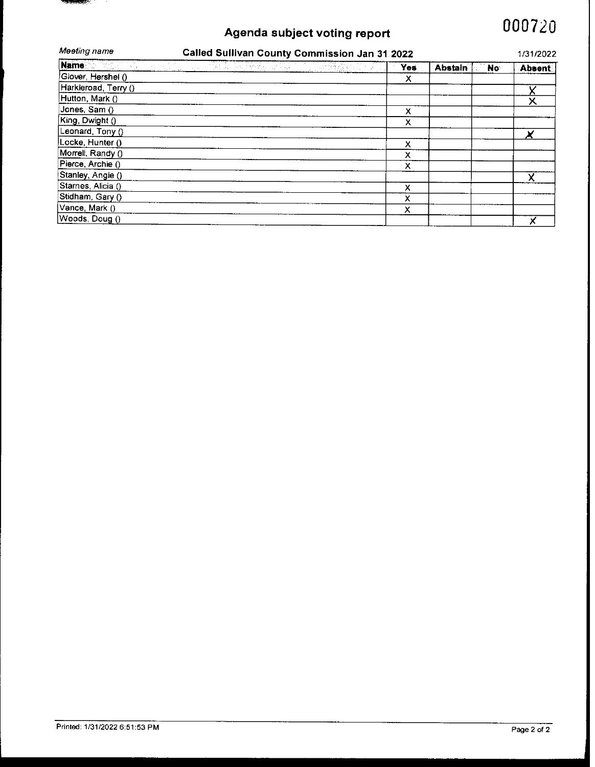# Agenda subject voting report

000720

*Meeting name* **Called Sullivan County Commission Jan 31 2022** 1/31/2022

| Name | Yes | Abstain | No | Absent |
|---|---|---|---|---|
| Glover, Hershel () | X | | | |
| Harkleroad, Terry () | | | | X |
| Hutton, Mark () | | | | X |
| Jones, Sam () | X | | | |
| King, Dwight () | X | | | |
| Leonard, Tony () | | | | X |
| Locke, Hunter () | X | | | |
| Morrell, Randy () | X | | | |
| Pierce, Archie () | X | | | |
| Stanley, Angie () | | | | X |
| Starnes, Alicia () | X | | | |
| Stidham, Gary () | X | | | |
| Vance, Mark () | X | | | |
| Woods, Doug () | | | | X |

Printed: 1/31/2022 6:51:53 PM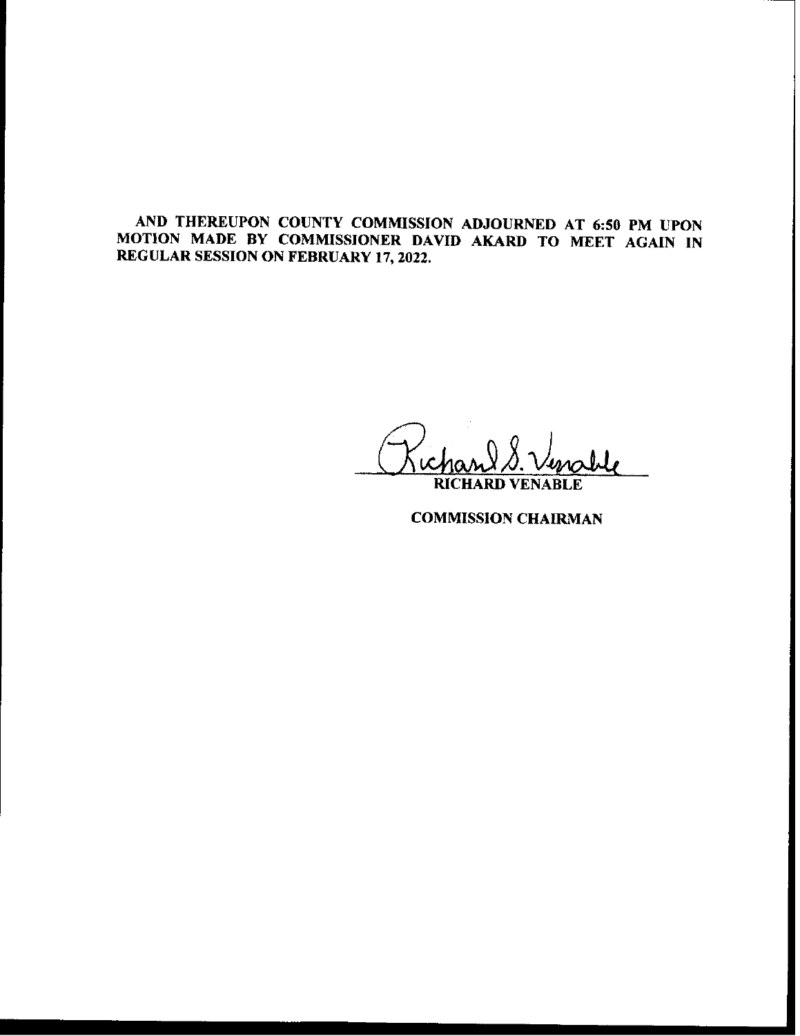**AND THEREUPON COUNTY COMMISSION ADJOURNED AT 6:50 PM UPON MOTION MADE BY COMMISSIONER DAVID AKARD TO MEET AGAIN IN REGULAR SESSION ON FEBRUARY 17, 2022.**

Richard S. Venable

**RICHARD VENABLE**

**COMMISSION CHAIRMAN**